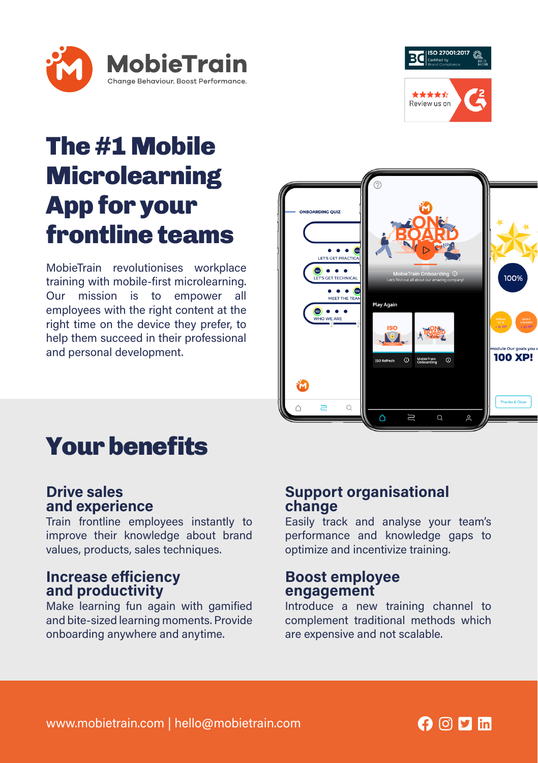MobieTrain

Change Behaviour. Boost Performance.

ISO 27001:2017 Certified by Brand Compliance

Review us on G2

# The #1 Mobile Microlearning App for your frontline teams

MobieTrain revolutionises workplace training with mobile-first microlearning. Our mission is to empower all employees with the right content at the right time on the device they prefer, to help them succeed in their professional and personal development.

## Your benefits

### Drive sales and experience

Train frontline employees instantly to improve their knowledge about brand values, products, sales techniques.

### Increase efficiency and productivity

Make learning fun again with gamified and bite-sized learning moments. Provide onboarding anywhere and anytime.

### Support organisational change

Easily track and analyse your team's performance and knowledge gaps to optimize and incentivize training.

### Boost employee engagement

Introduce a new training channel to complement traditional methods which are expensive and not scalable.

www.mobietrain.com | hello@mobietrain.com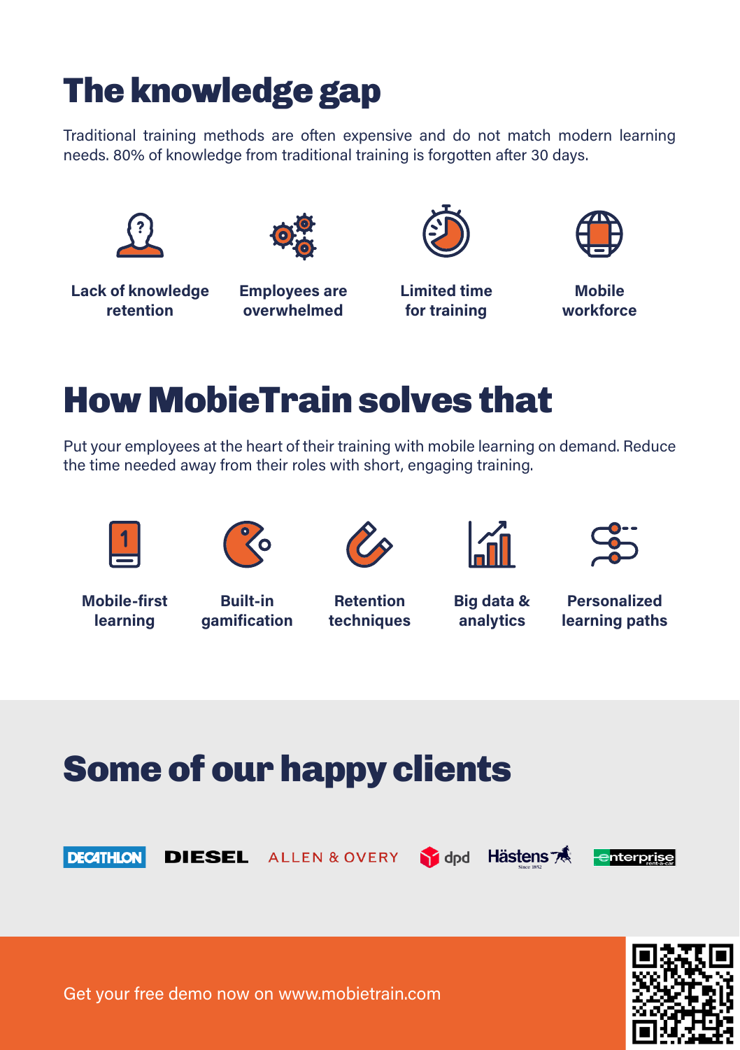# The knowledge gap

Traditional training methods are often expensive and do not match modern learning needs. 80% of knowledge from traditional training is forgotten after 30 days.

- **Lack of knowledge retention**
- **Employees are overwhelmed**
- **Limited time for training**
- **Mobile workforce**

# How MobieTrain solves that

Put your employees at the heart of their training with mobile learning on demand. Reduce the time needed away from their roles with short, engaging training.

- **Mobile-first learning**
- **Built-in gamification**
- **Retention techniques**
- **Big data & analytics**
- **Personalized learning paths**

# Some of our happy clients

DECATHLON DIESEL ALLEN & OVERY dpd Hästens enterprise

Get your free demo now on www.mobietrain.com